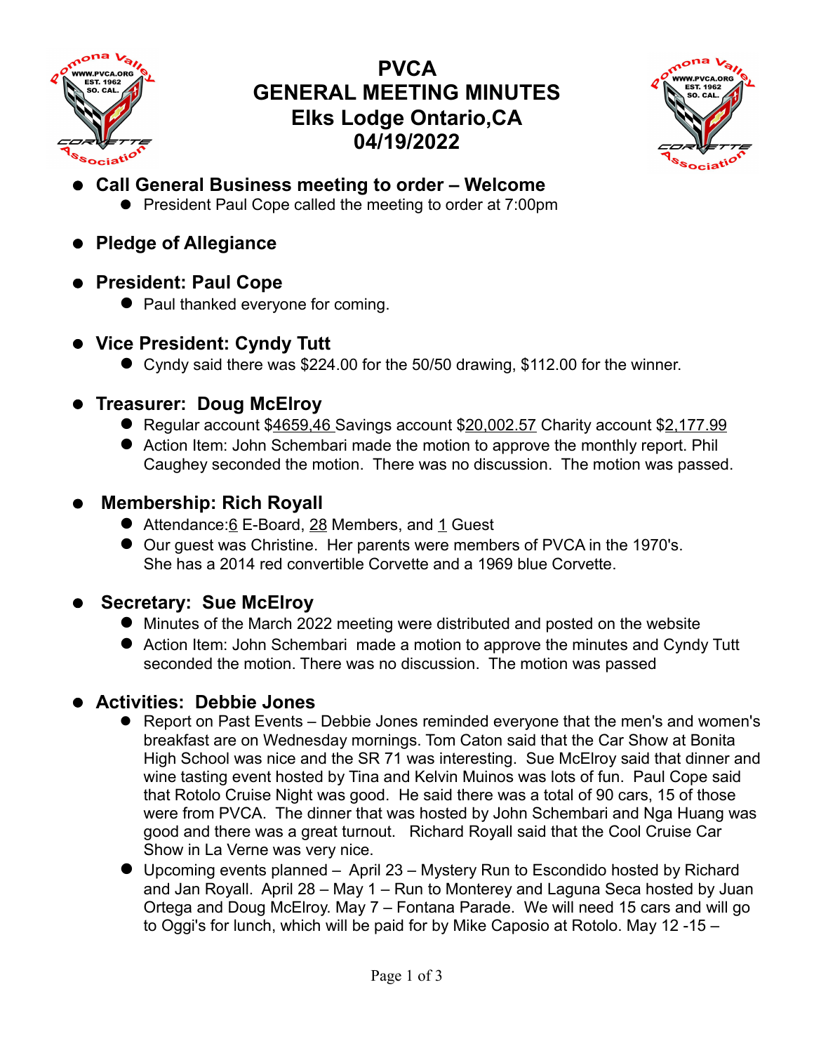# PVCA
# GENERAL MEETING MINUTES
# Elks Lodge Ontario,CA
# 04/19/2022

- **Call General Business meeting to order – Welcome**
  - President Paul Cope called the meeting to order at 7:00pm

- **Pledge of Allegiance**

- **President: Paul Cope**
  - Paul thanked everyone for coming.

- **Vice President: Cyndy Tutt**
  - Cyndy said there was $224.00 for the 50/50 drawing, $112.00 for the winner.

- **Treasurer: Doug McElroy**
  - Regular account $4659,46 Savings account $20,002.57 Charity account $2,177.99
  - Action Item: John Schembari made the motion to approve the monthly report. Phil Caughey seconded the motion. There was no discussion. The motion was passed.

- **Membership: Rich Royall**
  - Attendance:6 E-Board, 28 Members, and 1 Guest
  - Our guest was Christine. Her parents were members of PVCA in the 1970's. She has a 2014 red convertible Corvette and a 1969 blue Corvette.

- **Secretary: Sue McElroy**
  - Minutes of the March 2022 meeting were distributed and posted on the website
  - Action Item: John Schembari made a motion to approve the minutes and Cyndy Tutt seconded the motion. There was no discussion. The motion was passed

- **Activities: Debbie Jones**
  - Report on Past Events – Debbie Jones reminded everyone that the men's and women's breakfast are on Wednesday mornings. Tom Caton said that the Car Show at Bonita High School was nice and the SR 71 was interesting. Sue McElroy said that dinner and wine tasting event hosted by Tina and Kelvin Muinos was lots of fun. Paul Cope said that Rotolo Cruise Night was good. He said there was a total of 90 cars, 15 of those were from PVCA. The dinner that was hosted by John Schembari and Nga Huang was good and there was a great turnout. Richard Royall said that the Cool Cruise Car Show in La Verne was very nice.
  - Upcoming events planned – April 23 – Mystery Run to Escondido hosted by Richard and Jan Royall. April 28 – May 1 – Run to Monterey and Laguna Seca hosted by Juan Ortega and Doug McElroy. May 7 – Fontana Parade. We will need 15 cars and will go to Oggi's for lunch, which will be paid for by Mike Caposio at Rotolo. May 12 -15 –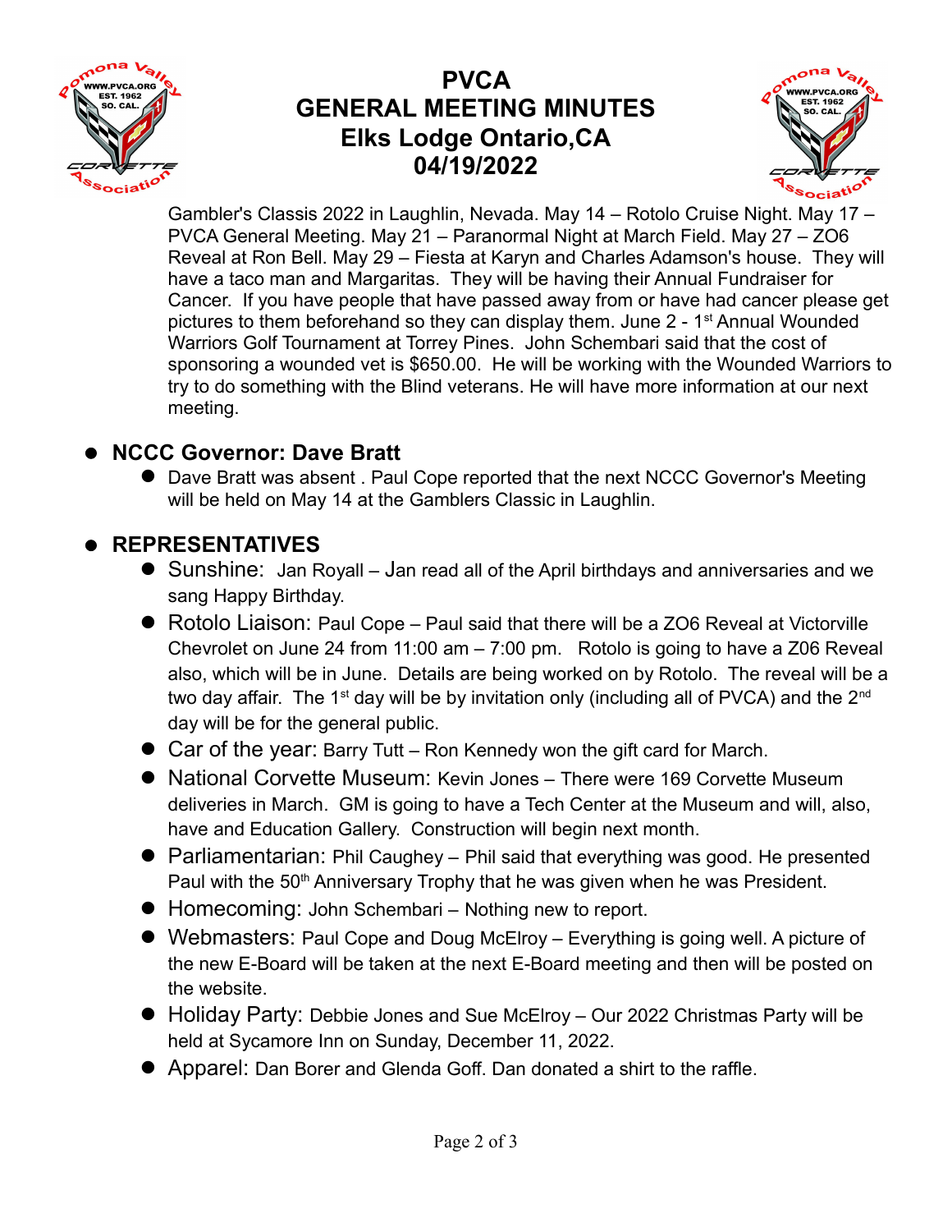# PVCA
# GENERAL MEETING MINUTES
# Elks Lodge Ontario,CA
# 04/19/2022

Gambler's Classis 2022 in Laughlin, Nevada. May 14 – Rotolo Cruise Night. May 17 – PVCA General Meeting. May 21 – Paranormal Night at March Field. May 27 – ZO6 Reveal at Ron Bell. May 29 – Fiesta at Karyn and Charles Adamson's house. They will have a taco man and Margaritas. They will be having their Annual Fundraiser for Cancer. If you have people that have passed away from or have had cancer please get pictures to them beforehand so they can display them. June 2 - 1st Annual Wounded Warriors Golf Tournament at Torrey Pines. John Schembari said that the cost of sponsoring a wounded vet is $650.00. He will be working with the Wounded Warriors to try to do something with the Blind veterans. He will have more information at our next meeting.

- **NCCC Governor: Dave Bratt**
  - Dave Bratt was absent . Paul Cope reported that the next NCCC Governor's Meeting will be held on May 14 at the Gamblers Classic in Laughlin.

- **REPRESENTATIVES**
  - Sunshine: Jan Royall – Jan read all of the April birthdays and anniversaries and we sang Happy Birthday.
  - Rotolo Liaison: Paul Cope – Paul said that there will be a ZO6 Reveal at Victorville Chevrolet on June 24 from 11:00 am – 7:00 pm. Rotolo is going to have a Z06 Reveal also, which will be in June. Details are being worked on by Rotolo. The reveal will be a two day affair. The 1st day will be by invitation only (including all of PVCA) and the 2nd day will be for the general public.
  - Car of the year: Barry Tutt – Ron Kennedy won the gift card for March.
  - National Corvette Museum: Kevin Jones – There were 169 Corvette Museum deliveries in March. GM is going to have a Tech Center at the Museum and will, also, have and Education Gallery. Construction will begin next month.
  - Parliamentarian: Phil Caughey – Phil said that everything was good. He presented Paul with the 50th Anniversary Trophy that he was given when he was President.
  - Homecoming: John Schembari – Nothing new to report.
  - Webmasters: Paul Cope and Doug McElroy – Everything is going well. A picture of the new E-Board will be taken at the next E-Board meeting and then will be posted on the website.
  - Holiday Party: Debbie Jones and Sue McElroy – Our 2022 Christmas Party will be held at Sycamore Inn on Sunday, December 11, 2022.
  - Apparel: Dan Borer and Glenda Goff. Dan donated a shirt to the raffle.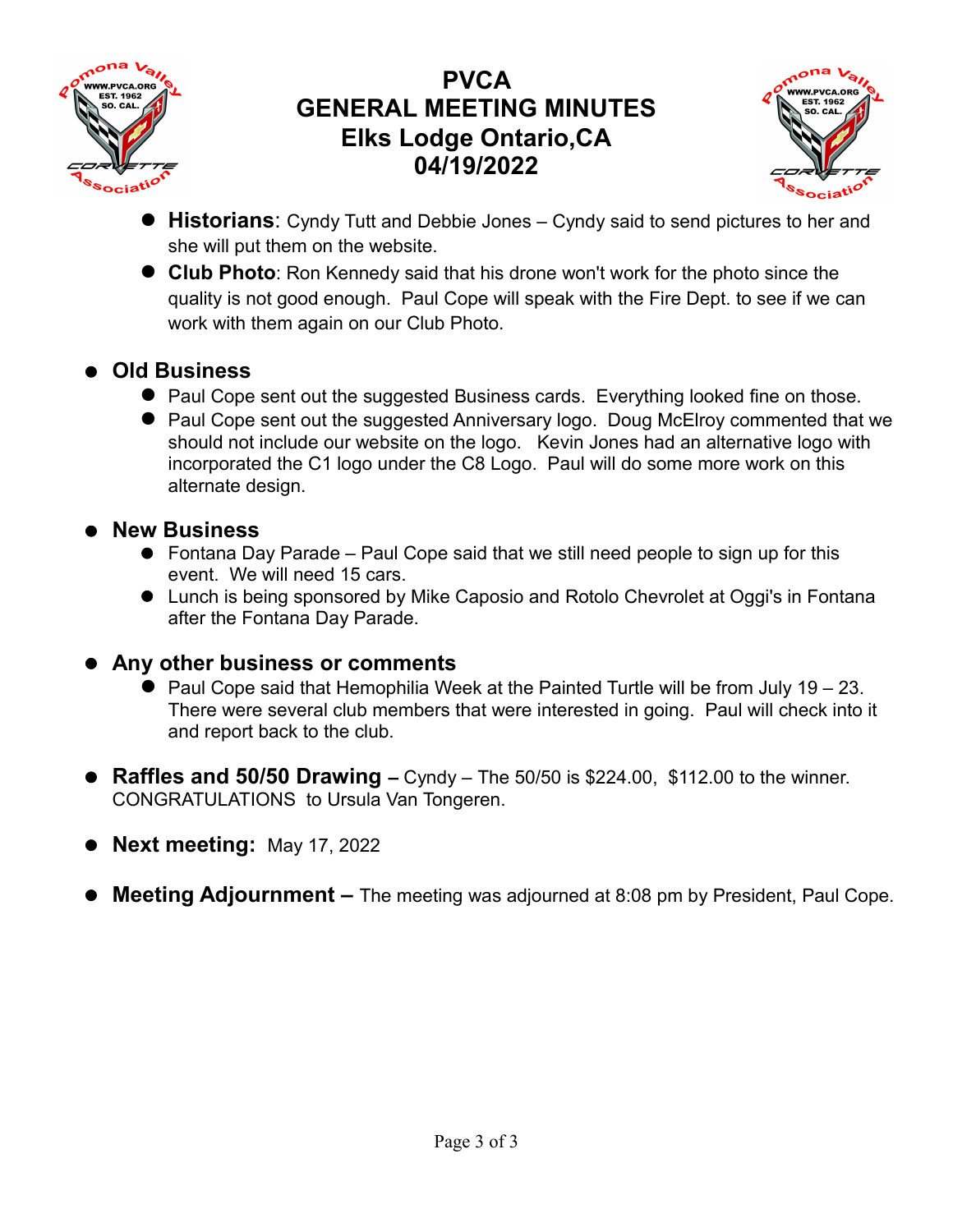# PVCA
# GENERAL MEETING MINUTES
# Elks Lodge Ontario,CA
# 04/19/2022

- **Historians**: Cyndy Tutt and Debbie Jones – Cyndy said to send pictures to her and she will put them on the website.
- **Club Photo**: Ron Kennedy said that his drone won't work for the photo since the quality is not good enough. Paul Cope will speak with the Fire Dept. to see if we can work with them again on our Club Photo.

- **Old Business**
  - Paul Cope sent out the suggested Business cards. Everything looked fine on those.
  - Paul Cope sent out the suggested Anniversary logo. Doug McElroy commented that we should not include our website on the logo. Kevin Jones had an alternative logo with incorporated the C1 logo under the C8 Logo. Paul will do some more work on this alternate design.

- **New Business**
  - Fontana Day Parade – Paul Cope said that we still need people to sign up for this event. We will need 15 cars.
  - Lunch is being sponsored by Mike Caposio and Rotolo Chevrolet at Oggi's in Fontana after the Fontana Day Parade.

- **Any other business or comments**
  - Paul Cope said that Hemophilia Week at the Painted Turtle will be from July 19 – 23. There were several club members that were interested in going. Paul will check into it and report back to the club.

- **Raffles and 50/50 Drawing –** Cyndy – The 50/50 is $224.00, $112.00 to the winner. CONGRATULATIONS to Ursula Van Tongeren.

- **Next meeting:** May 17, 2022

- **Meeting Adjournment –** The meeting was adjourned at 8:08 pm by President, Paul Cope.